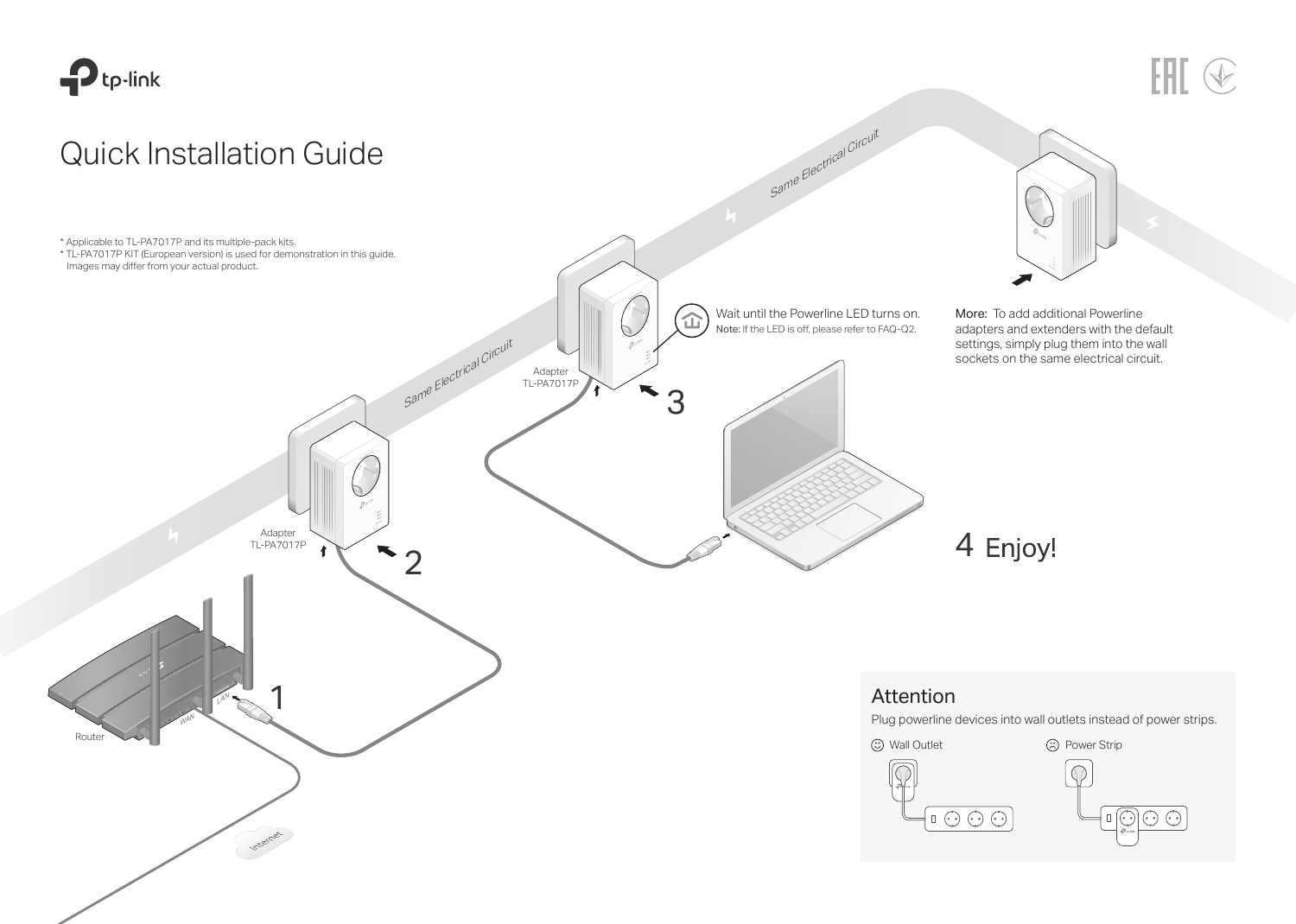# Quick Installation Guide

* Applicable to TL-PA7017P and its multiple-pack kits.
* TL-PA7017P KIT (European version) is used for demonstration in this guide. Images may differ from your actual product.

1

Router

WAN

LAN

Internet

2

Adapter TL-PA7017P

Same Electrical Circuit

3

Adapter TL-PA7017P

Wait until the Powerline LED turns on.
Note: If the LED is off, please refer to FAQ-Q2.

Same Electrical Circuit

More: To add additional Powerline adapters and extenders with the default settings, simply plug them into the wall sockets on the same electrical circuit.

4 Enjoy!

## Attention

Plug powerline devices into wall outlets instead of power strips.

☺ Wall Outlet

☹ Power Strip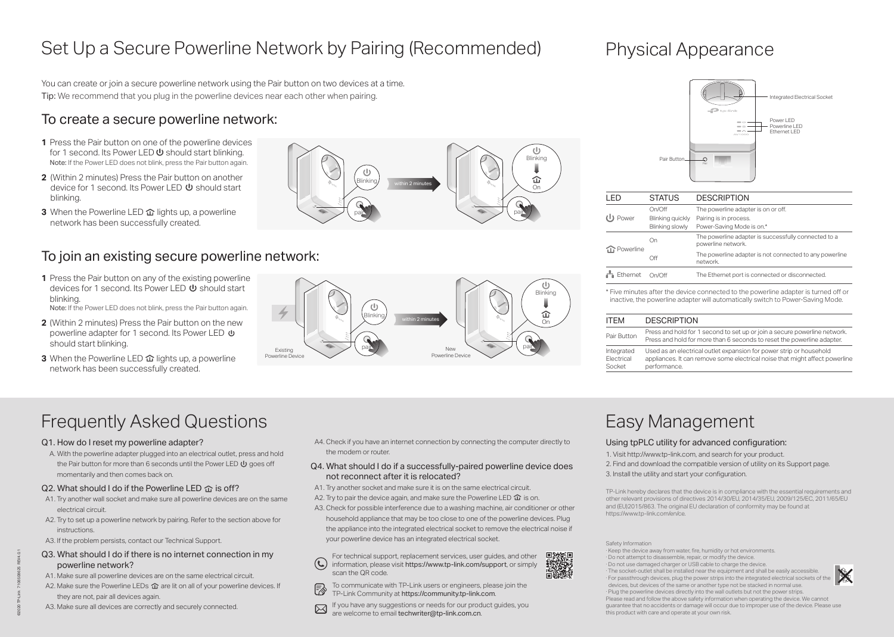# Set Up a Secure Powerline Network by Pairing (Recommended)

You can create or join a secure powerline network using the Pair button on two devices at a time.

Tip: We recommend that you plug in the powerline devices near each other when pairing.

## To create a secure powerline network:

1. Press the Pair button on one of the powerline devices for 1 second. Its Power LED ⏻ should start blinking.
   Note: If the Power LED does not blink, press the Pair button again.
2. (Within 2 minutes) Press the Pair button on another device for 1 second. Its Power LED ⏻ should start blinking.
3. When the Powerline LED lights up, a powerline network has been successfully created.

Blinking
within 2 minutes
Blinking
On
pair
pair

## To join an existing secure powerline network:

1. Press the Pair button on any of the existing powerline devices for 1 second. Its Power LED ⏻ should start blinking.
   Note: If the Power LED does not blink, press the Pair button again.
2. (Within 2 minutes) Press the Pair button on the new powerline adapter for 1 second. Its Power LED ⏻ should start blinking.
3. When the Powerline LED lights up, a powerline network has been successfully created.

Blinking
within 2 minutes
Blinking
On
pair
pair
Existing Powerline Device
New Powerline Device

# Physical Appearance

Integrated Electrical Socket
Power LED
Powerline LED
Ethernet LED
Pair Button

| LED | STATUS | DESCRIPTION |
|---|---|---|
| Power | On/Off | The powerline adapter is on or off. |
| | Blinking quickly | Pairing is in process. |
| | Blinking slowly | Power-Saving Mode is on.* |
| Powerline | On | The powerline adapter is successfully connected to a powerline network. |
| | Off | The powerline adapter is not connected to any powerline network. |
| Ethernet | On/Off | The Ethernet port is connected or disconnected. |

* Five minutes after the device connected to the powerline adapter is turned off or inactive, the powerline adapter will automatically switch to Power-Saving Mode.

| ITEM | DESCRIPTION |
|---|---|
| Pair Button | Press and hold for 1 second to set up or join a secure powerline network. Press and hold for more than 6 seconds to reset the powerline adapter. |
| Integrated Electrical Socket | Used as an electrical outlet expansion for power strip or household appliances. It can remove some electrical noise that might affect powerline performance. |

# Frequently Asked Questions

### Q1. How do I reset my powerline adapter?

A. With the powerline adapter plugged into an electrical outlet, press and hold the Pair button for more than 6 seconds until the Power LED ⏻ goes off momentarily and then comes back on.

### Q2. What should I do if the Powerline LED is off?

A1. Try another wall socket and make sure all powerline devices are on the same electrical circuit.

A2. Try to set up a powerline network by pairing. Refer to the section above for instructions.

A3. If the problem persists, contact our Technical Support.

### Q3. What should I do if there is no internet connection in my powerline network?

A1. Make sure all powerline devices are on the same electrical circuit.

A2. Make sure the Powerline LEDs are lit on all of your powerline devices. If they are not, pair all devices again.

A3. Make sure all devices are correctly and securely connected.

A4. Check if you have an internet connection by connecting the computer directly to the modem or router.

### Q4. What should I do if a successfully-paired powerline device does not reconnect after it is relocated?

A1. Try another socket and make sure it is on the same electrical circuit.

A2. Try to pair the device again, and make sure the Powerline LED is on.

A3. Check for possible interference due to a washing machine, air conditioner or other household appliance that may be too close to one of the powerline devices. Plug the appliance into the integrated electrical socket to remove the electrical noise if your powerline device has an integrated electrical socket.

For technical support, replacement services, user guides, and other information, please visit https://www.tp-link.com/support, or simply scan the QR code.

To communicate with TP-Link users or engineers, please join the TP-Link Community at https://community.tp-link.com.

If you have any suggestions or needs for our product guides, you are welcome to email techwriter@tp-link.com.cn.

# Easy Management

### Using tpPLC utility for advanced configuration:

1. Visit http://www.tp-link.com, and search for your product.
2. Find and download the compatible version of utility on its Support page.
3. Install the utility and start your configuration.

TP-Link hereby declares that the device is in compliance with the essential requirements and other relevant provisions of directives 2014/30/EU, 2014/35/EU, 2009/125/EC, 2011/65/EU and (EU)2015/863. The original EU declaration of conformity may be found at https://www.tp-link.com/en/ce.

Safety Information

- Keep the device away from water, fire, humidity or hot environments.
- Do not attempt to disassemble, repair, or modify the device.
- Do not use damaged charger or USB cable to charge the device.
- The socket-outlet shall be installed near the equipment and shall be easily accessible.
- For passthrough devices, plug the power strips into the integrated electrical sockets of the devices, but devices of the same or another type not be stacked in normal use.
- Plug the powerline devices directly into the wall outlets but not the power strips.

Please read and follow the above safety information when operating the device. We cannot guarantee that no accidents or damage will occur due to improper use of the device. Please use this product with care and operate at your own risk.

©2020 TP-Link 7106508625 REV4.0.1